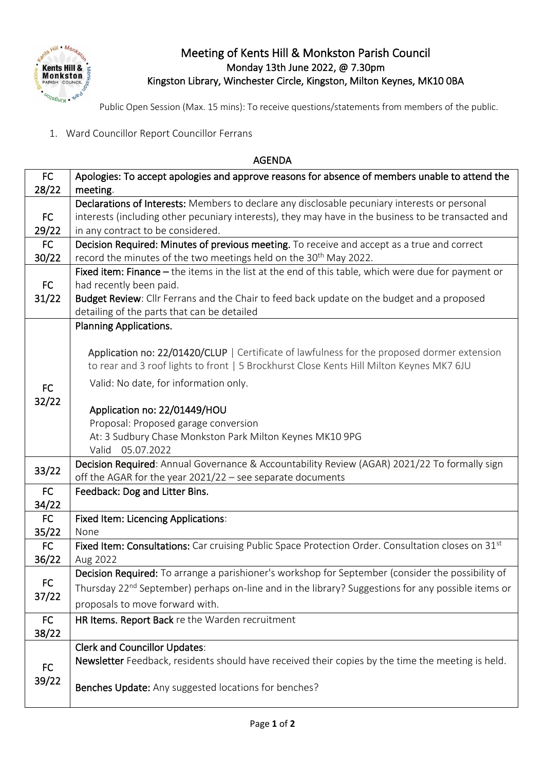# Meeting of Kents Hill & Monkston Parish Council

**Monday 13th June 2022, @ 7.30pm**

**Kingston Library, Winchester Circle, Kingston, Milton Keynes, MK10 0BA**

Public Open Session (Max. 15 mins): To receive questions/statements from members of the public.

1. Ward Councillor Report Councillor Ferrans

## AGENDA

| | |
|---|---|
| FC 28/22 | **Apologies: To accept apologies and approve reasons for absence of members unable to attend the meeting**. |
| FC 29/22 | **Declarations of Interests:** Members to declare any disclosable pecuniary interests or personal interests (including other pecuniary interests), they may have in the business to be transacted and in any contract to be considered. |
| FC 30/22 | **Decision Required: Minutes of previous meeting.** To receive and accept as a true and correct record the minutes of the two meetings held on the 30th May 2022. |
| FC 31/22 | **Fixed item: Finance –** the items in the list at the end of this table, which were due for payment or had recently been paid.<br>**Budget Review**: Cllr Ferrans and the Chair to feed back update on the budget and a proposed detailing of the parts that can be detailed |
| FC 32/22 | **Planning Applications.**<br><br>**Application no: 22/01420/CLUP** \| Certificate of lawfulness for the proposed dormer extension to rear and 3 roof lights to front \| 5 Brockhurst Close Kents Hill Milton Keynes MK7 6JU<br>Valid: No date, for information only.<br><br>**Application no: 22/01449/HOU**<br>Proposal: Proposed garage conversion<br>At: 3 Sudbury Chase Monkston Park Milton Keynes MK10 9PG<br>Valid 05.07.2022 |
| 33/22 | **Decision Required**: Annual Governance & Accountability Review (AGAR) 2021/22 To formally sign off the AGAR for the year 2021/22 – see separate documents |
| FC 34/22 | **Feedback: Dog and Litter Bins.** |
| FC 35/22 | **Fixed Item: Licencing Applications**:<br>None |
| FC 36/22 | **Fixed Item: Consultations:** Car cruising Public Space Protection Order. Consultation closes on 31st Aug 2022 |
| FC 37/22 | **Decision Required:** To arrange a parishioner's workshop for September (consider the possibility of Thursday 22nd September) perhaps on-line and in the library? Suggestions for any possible items or proposals to move forward with. |
| FC 38/22 | **HR Items. Report Back** re the Warden recruitment |
| FC 39/22 | **Clerk and Councillor Updates**:<br>**Newsletter** Feedback, residents should have received their copies by the time the meeting is held.<br><br>**Benches Update:** Any suggested locations for benches? |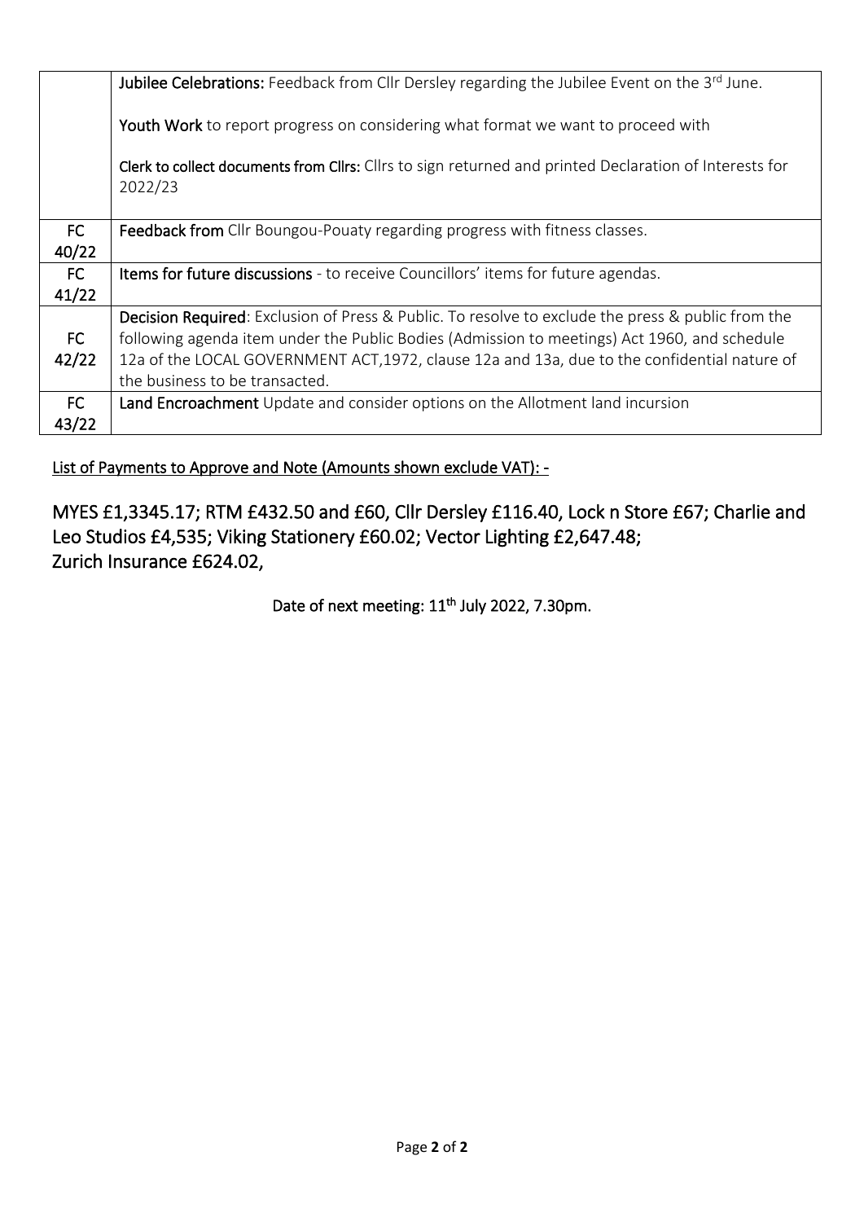| | |
|---|---|
| | **Jubilee Celebrations:** Feedback from Cllr Dersley regarding the Jubilee Event on the 3rd June.<br><br>**Youth Work** to report progress on considering what format we want to proceed with<br><br>**Clerk to collect documents from Cllrs:** Cllrs to sign returned and printed Declaration of Interests for 2022/23 |
| FC 40/22 | **Feedback from** Cllr Boungou-Pouaty regarding progress with fitness classes. |
| FC 41/22 | **Items for future discussions** - to receive Councillors' items for future agendas. |
| FC 42/22 | **Decision Required**: Exclusion of Press & Public. To resolve to exclude the press & public from the following agenda item under the Public Bodies (Admission to meetings) Act 1960, and schedule 12a of the LOCAL GOVERNMENT ACT,1972, clause 12a and 13a, due to the confidential nature of the business to be transacted. |
| FC 43/22 | **Land Encroachment** Update and consider options on the Allotment land incursion |

List of Payments to Approve and Note (Amounts shown exclude VAT): -

MYES £1,3345.17; RTM £432.50 and £60, Cllr Dersley £116.40, Lock n Store £67; Charlie and Leo Studios £4,535; Viking Stationery £60.02; Vector Lighting £2,647.48;
Zurich Insurance £624.02,

Date of next meeting: 11th July 2022, 7.30pm.